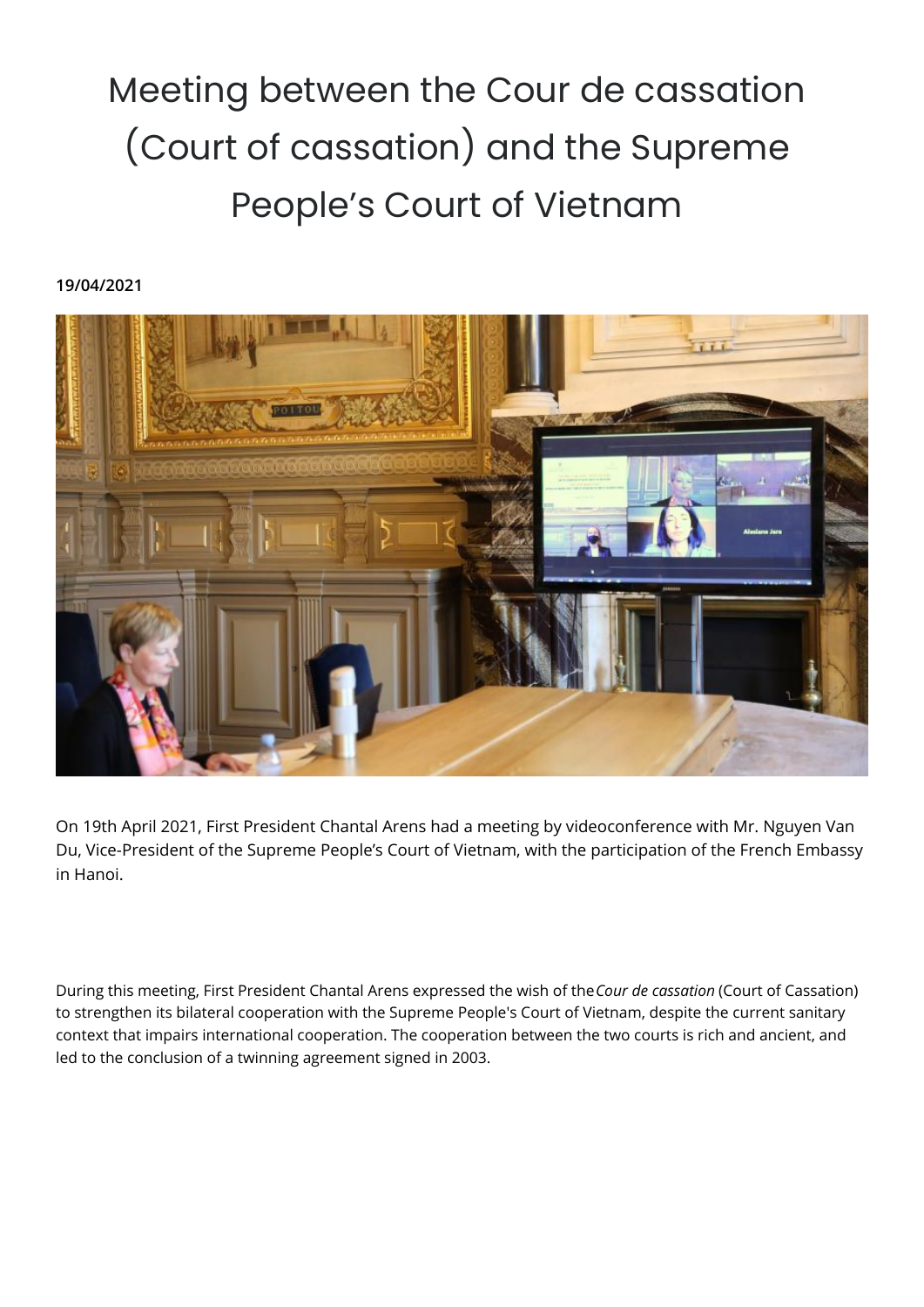# Meeting between the Cour de cassation (Court of cassation) and the Supreme People's Court of Vietnam

**19/04/2021**

On 19th April 2021, First President Chantal Arens had a meeting by videoconference with Mr. Nguyen Van Du, Vice-President of the Supreme People's Court of Vietnam, with the participation of the French Embassy in Hanoi.

During this meeting, First President Chantal Arens expressed the wish of the *Cour de cassation* (Court of Cassation) to strengthen its bilateral cooperation with the Supreme People's Court of Vietnam, despite the current sanitary context that impairs international cooperation. The cooperation between the two courts is rich and ancient, and led to the conclusion of a twinning agreement signed in 2003.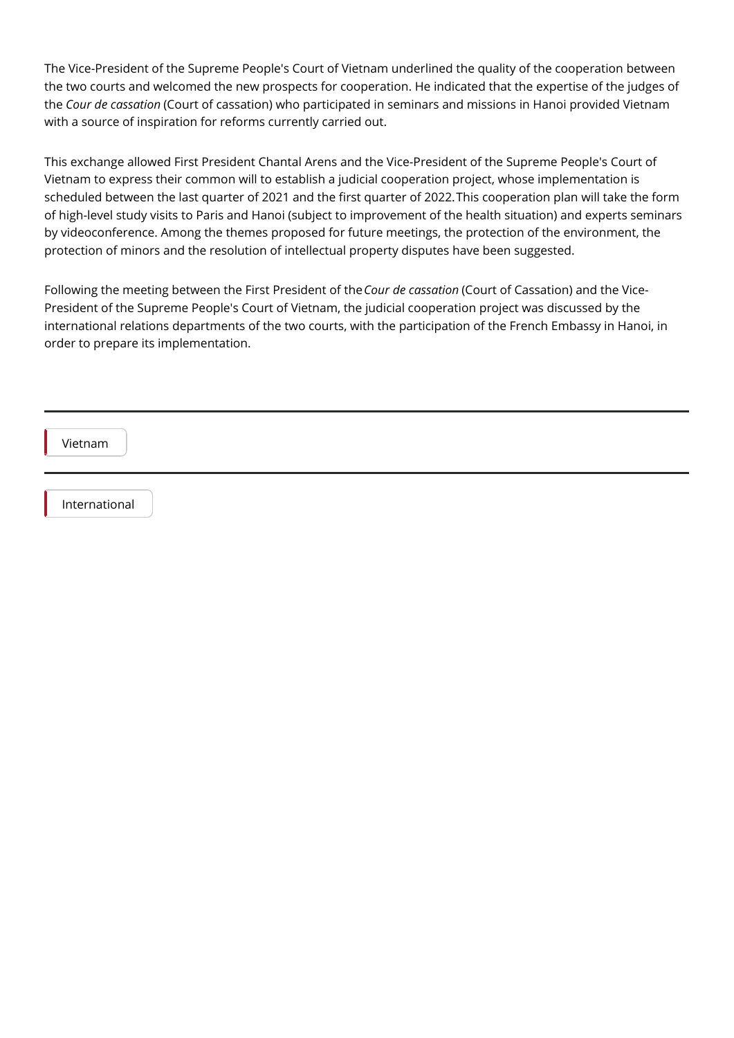The Vice-President of the Supreme People's Court of Vietnam underlined the quality of the cooperation between the two courts and welcomed the new prospects for cooperation. He indicated that the expertise of the judges of the *Cour de cassation* (Court of cassation) who participated in seminars and missions in Hanoi provided Vietnam with a source of inspiration for reforms currently carried out.

This exchange allowed First President Chantal Arens and the Vice-President of the Supreme People's Court of Vietnam to express their common will to establish a judicial cooperation project, whose implementation is scheduled between the last quarter of 2021 and the first quarter of 2022. This cooperation plan will take the form of high-level study visits to Paris and Hanoi (subject to improvement of the health situation) and experts seminars by videoconference. Among the themes proposed for future meetings, the protection of the environment, the protection of minors and the resolution of intellectual property disputes have been suggested.

Following the meeting between the First President of the *Cour de cassation* (Court of Cassation) and the Vice-President of the Supreme People's Court of Vietnam, the judicial cooperation project was discussed by the international relations departments of the two courts, with the participation of the French Embassy in Hanoi, in order to prepare its implementation.

---

Vietnam

---

International